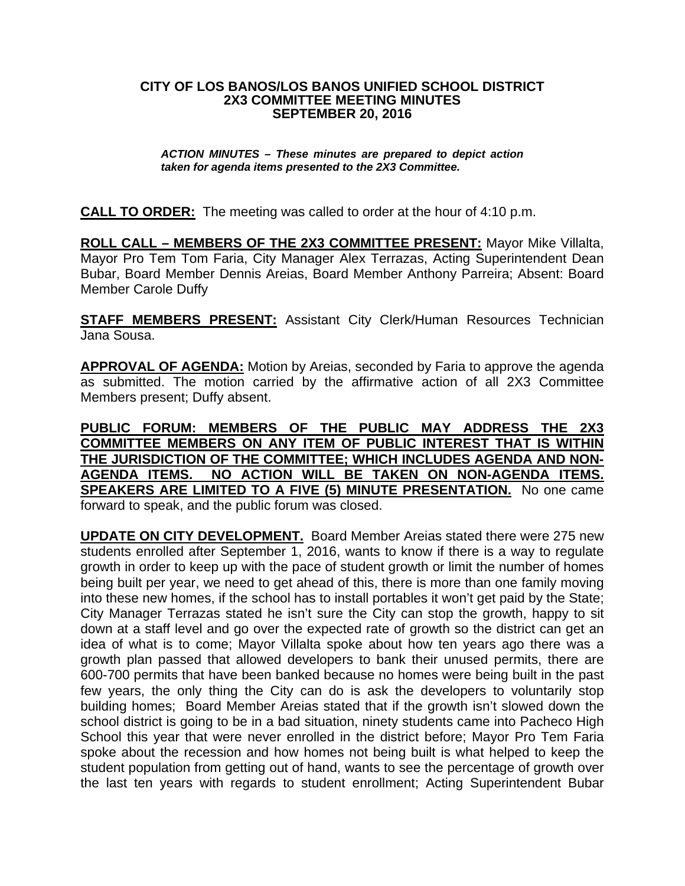# CITY OF LOS BANOS/LOS BANOS UNIFIED SCHOOL DISTRICT
# 2X3 COMMITTEE MEETING MINUTES
# SEPTEMBER 20, 2016

***ACTION MINUTES – These minutes are prepared to depict action taken for agenda items presented to the 2X3 Committee.***

**CALL TO ORDER:** The meeting was called to order at the hour of 4:10 p.m.

**ROLL CALL – MEMBERS OF THE 2X3 COMMITTEE PRESENT:** Mayor Mike Villalta, Mayor Pro Tem Tom Faria, City Manager Alex Terrazas, Acting Superintendent Dean Bubar, Board Member Dennis Areias, Board Member Anthony Parreira; Absent: Board Member Carole Duffy

**STAFF MEMBERS PRESENT:** Assistant City Clerk/Human Resources Technician Jana Sousa.

**APPROVAL OF AGENDA:** Motion by Areias, seconded by Faria to approve the agenda as submitted. The motion carried by the affirmative action of all 2X3 Committee Members present; Duffy absent.

**PUBLIC FORUM: MEMBERS OF THE PUBLIC MAY ADDRESS THE 2X3 COMMITTEE MEMBERS ON ANY ITEM OF PUBLIC INTEREST THAT IS WITHIN THE JURISDICTION OF THE COMMITTEE; WHICH INCLUDES AGENDA AND NON-AGENDA ITEMS. NO ACTION WILL BE TAKEN ON NON-AGENDA ITEMS. SPEAKERS ARE LIMITED TO A FIVE (5) MINUTE PRESENTATION.** No one came forward to speak, and the public forum was closed.

**UPDATE ON CITY DEVELOPMENT.** Board Member Areias stated there were 275 new students enrolled after September 1, 2016, wants to know if there is a way to regulate growth in order to keep up with the pace of student growth or limit the number of homes being built per year, we need to get ahead of this, there is more than one family moving into these new homes, if the school has to install portables it won't get paid by the State; City Manager Terrazas stated he isn't sure the City can stop the growth, happy to sit down at a staff level and go over the expected rate of growth so the district can get an idea of what is to come; Mayor Villalta spoke about how ten years ago there was a growth plan passed that allowed developers to bank their unused permits, there are 600-700 permits that have been banked because no homes were being built in the past few years, the only thing the City can do is ask the developers to voluntarily stop building homes; Board Member Areias stated that if the growth isn't slowed down the school district is going to be in a bad situation, ninety students came into Pacheco High School this year that were never enrolled in the district before; Mayor Pro Tem Faria spoke about the recession and how homes not being built is what helped to keep the student population from getting out of hand, wants to see the percentage of growth over the last ten years with regards to student enrollment; Acting Superintendent Bubar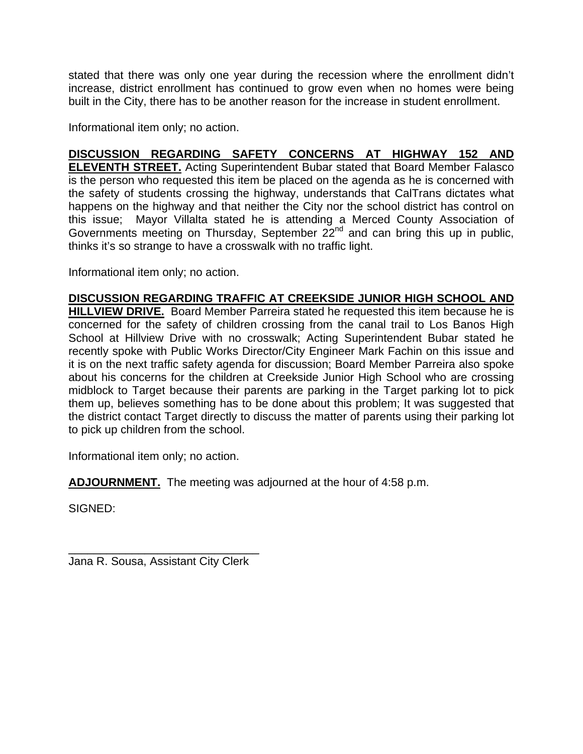stated that there was only one year during the recession where the enrollment didn't increase, district enrollment has continued to grow even when no homes were being built in the City, there has to be another reason for the increase in student enrollment.

Informational item only; no action.

**DISCUSSION REGARDING SAFETY CONCERNS AT HIGHWAY 152 AND ELEVENTH STREET.** Acting Superintendent Bubar stated that Board Member Falasco is the person who requested this item be placed on the agenda as he is concerned with the safety of students crossing the highway, understands that CalTrans dictates what happens on the highway and that neither the City nor the school district has control on this issue; Mayor Villalta stated he is attending a Merced County Association of Governments meeting on Thursday, September 22nd and can bring this up in public, thinks it's so strange to have a crosswalk with no traffic light.

Informational item only; no action.

**DISCUSSION REGARDING TRAFFIC AT CREEKSIDE JUNIOR HIGH SCHOOL AND HILLVIEW DRIVE.** Board Member Parreira stated he requested this item because he is concerned for the safety of children crossing from the canal trail to Los Banos High School at Hillview Drive with no crosswalk; Acting Superintendent Bubar stated he recently spoke with Public Works Director/City Engineer Mark Fachin on this issue and it is on the next traffic safety agenda for discussion; Board Member Parreira also spoke about his concerns for the children at Creekside Junior High School who are crossing midblock to Target because their parents are parking in the Target parking lot to pick them up, believes something has to be done about this problem; It was suggested that the district contact Target directly to discuss the matter of parents using their parking lot to pick up children from the school.

Informational item only; no action.

**ADJOURNMENT.** The meeting was adjourned at the hour of 4:58 p.m.

SIGNED:

\_\_\_\_\_\_\_\_\_\_\_\_\_\_\_\_\_\_\_\_\_\_\_\_\_\_\_\_\_\_
Jana R. Sousa, Assistant City Clerk